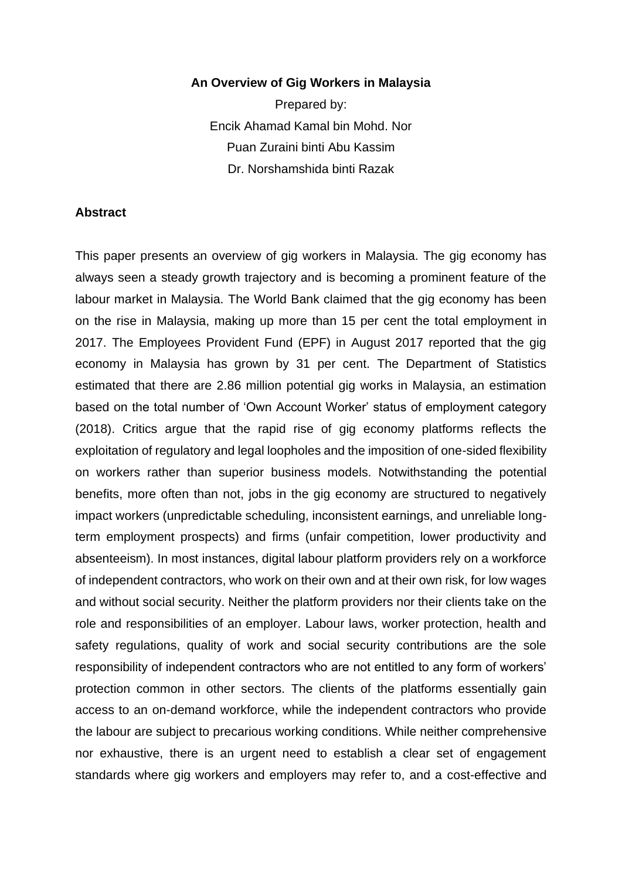**An Overview of Gig Workers in Malaysia**

Prepared by:

Encik Ahamad Kamal bin Mohd. Nor

Puan Zuraini binti Abu Kassim

Dr. Norshamshida binti Razak

**Abstract**

This paper presents an overview of gig workers in Malaysia. The gig economy has always seen a steady growth trajectory and is becoming a prominent feature of the labour market in Malaysia. The World Bank claimed that the gig economy has been on the rise in Malaysia, making up more than 15 per cent the total employment in 2017. The Employees Provident Fund (EPF) in August 2017 reported that the gig economy in Malaysia has grown by 31 per cent. The Department of Statistics estimated that there are 2.86 million potential gig works in Malaysia, an estimation based on the total number of 'Own Account Worker' status of employment category (2018). Critics argue that the rapid rise of gig economy platforms reflects the exploitation of regulatory and legal loopholes and the imposition of one-sided flexibility on workers rather than superior business models. Notwithstanding the potential benefits, more often than not, jobs in the gig economy are structured to negatively impact workers (unpredictable scheduling, inconsistent earnings, and unreliable long-term employment prospects) and firms (unfair competition, lower productivity and absenteeism). In most instances, digital labour platform providers rely on a workforce of independent contractors, who work on their own and at their own risk, for low wages and without social security. Neither the platform providers nor their clients take on the role and responsibilities of an employer. Labour laws, worker protection, health and safety regulations, quality of work and social security contributions are the sole responsibility of independent contractors who are not entitled to any form of workers' protection common in other sectors. The clients of the platforms essentially gain access to an on-demand workforce, while the independent contractors who provide the labour are subject to precarious working conditions. While neither comprehensive nor exhaustive, there is an urgent need to establish a clear set of engagement standards where gig workers and employers may refer to, and a cost-effective and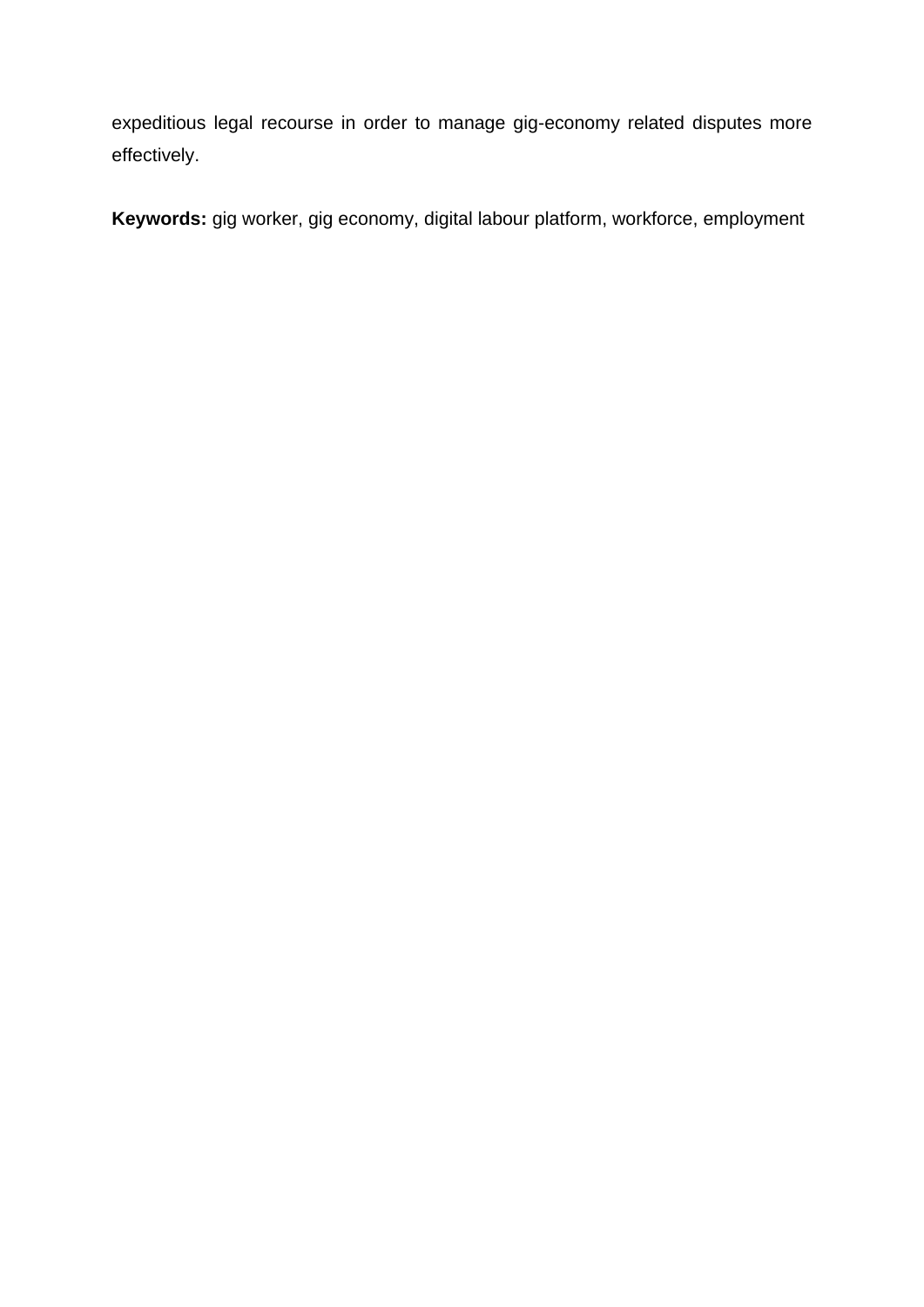expeditious legal recourse in order to manage gig-economy related disputes more effectively.

**Keywords:** gig worker, gig economy, digital labour platform, workforce, employment